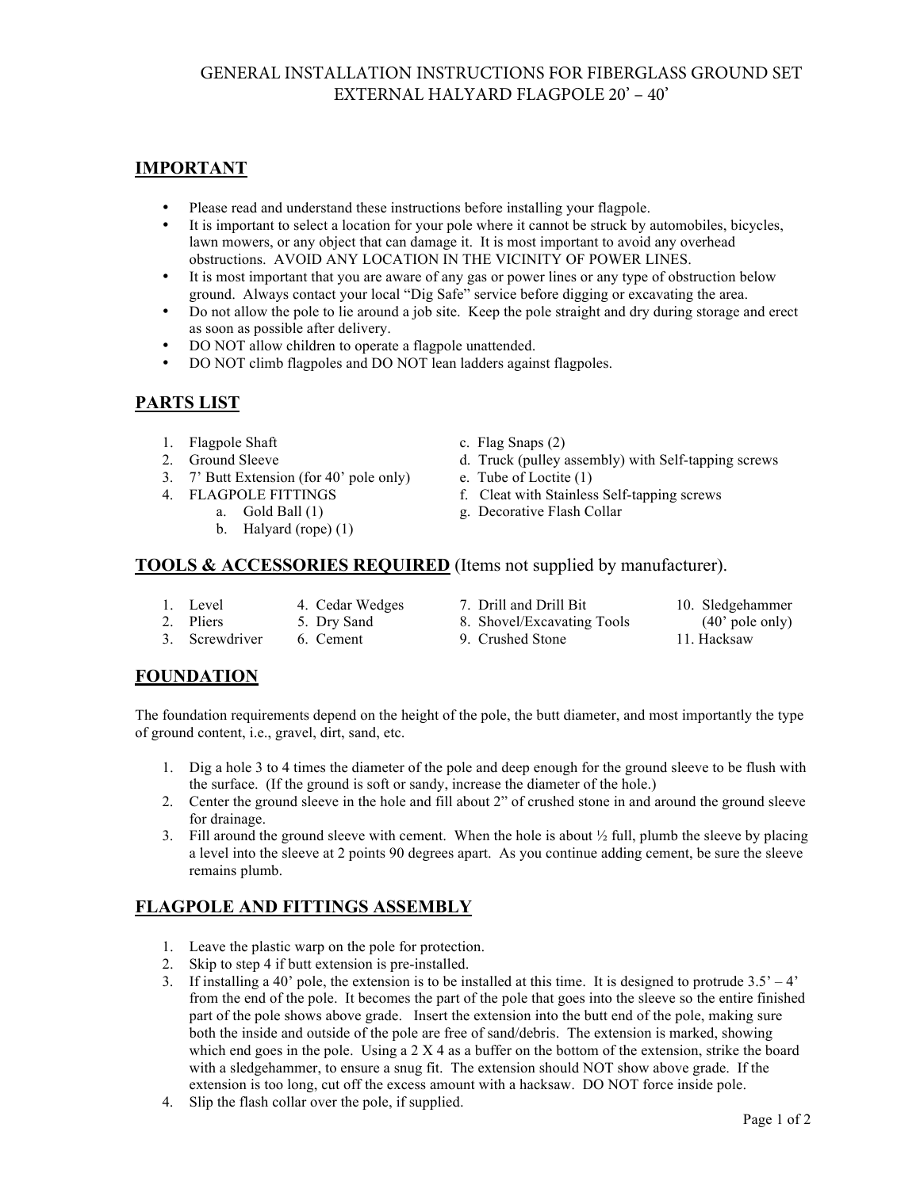# GENERAL INSTALLATION INSTRUCTIONS FOR FIBERGLASS GROUND SET EXTERNAL HALYARD FLAGPOLE 20' – 40'

## IMPORTANT

- Please read and understand these instructions before installing your flagpole.
- It is important to select a location for your pole where it cannot be struck by automobiles, bicycles, lawn mowers, or any object that can damage it. It is most important to avoid any overhead obstructions. AVOID ANY LOCATION IN THE VICINITY OF POWER LINES.
- It is most important that you are aware of any gas or power lines or any type of obstruction below ground. Always contact your local "Dig Safe" service before digging or excavating the area.
- Do not allow the pole to lie around a job site. Keep the pole straight and dry during storage and erect as soon as possible after delivery.
- DO NOT allow children to operate a flagpole unattended.
- DO NOT climb flagpoles and DO NOT lean ladders against flagpoles.

## PARTS LIST

1. Flagpole Shaft
2. Ground Sleeve
3. 7' Butt Extension (for 40' pole only)
4. FLAGPOLE FITTINGS
   a. Gold Ball (1)
   b. Halyard (rope) (1)
   c. Flag Snaps (2)
   d. Truck (pulley assembly) with Self-tapping screws
   e. Tube of Loctite (1)
   f. Cleat with Stainless Self-tapping screws
   g. Decorative Flash Collar

## TOOLS & ACCESSORIES REQUIRED (Items not supplied by manufacturer).

1. Level
2. Pliers
3. Screwdriver
4. Cedar Wedges
5. Dry Sand
6. Cement
7. Drill and Drill Bit
8. Shovel/Excavating Tools
9. Crushed Stone
10. Sledgehammer (40' pole only)
11. Hacksaw

## FOUNDATION

The foundation requirements depend on the height of the pole, the butt diameter, and most importantly the type of ground content, i.e., gravel, dirt, sand, etc.

1. Dig a hole 3 to 4 times the diameter of the pole and deep enough for the ground sleeve to be flush with the surface. (If the ground is soft or sandy, increase the diameter of the hole.)
2. Center the ground sleeve in the hole and fill about 2" of crushed stone in and around the ground sleeve for drainage.
3. Fill around the ground sleeve with cement. When the hole is about ½ full, plumb the sleeve by placing a level into the sleeve at 2 points 90 degrees apart. As you continue adding cement, be sure the sleeve remains plumb.

## FLAGPOLE AND FITTINGS ASSEMBLY

1. Leave the plastic warp on the pole for protection.
2. Skip to step 4 if butt extension is pre-installed.
3. If installing a 40' pole, the extension is to be installed at this time. It is designed to protrude 3.5' – 4' from the end of the pole. It becomes the part of the pole that goes into the sleeve so the entire finished part of the pole shows above grade. Insert the extension into the butt end of the pole, making sure both the inside and outside of the pole are free of sand/debris. The extension is marked, showing which end goes in the pole. Using a 2 X 4 as a buffer on the bottom of the extension, strike the board with a sledgehammer, to ensure a snug fit. The extension should NOT show above grade. If the extension is too long, cut off the excess amount with a hacksaw. DO NOT force inside pole.
4. Slip the flash collar over the pole, if supplied.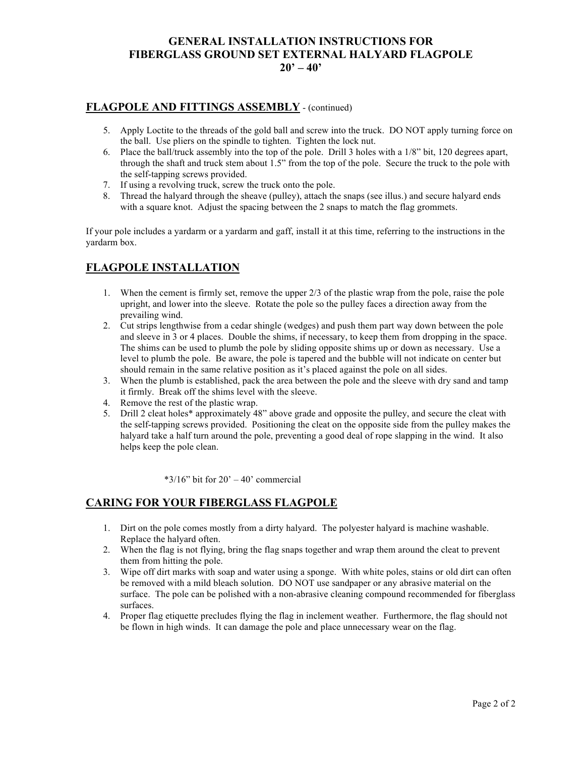# GENERAL INSTALLATION INSTRUCTIONS FOR FIBERGLASS GROUND SET EXTERNAL HALYARD FLAGPOLE 20' – 40'

## FLAGPOLE AND FITTINGS ASSEMBLY - (continued)

5. Apply Loctite to the threads of the gold ball and screw into the truck. DO NOT apply turning force on the ball. Use pliers on the spindle to tighten. Tighten the lock nut.
6. Place the ball/truck assembly into the top of the pole. Drill 3 holes with a 1/8" bit, 120 degrees apart, through the shaft and truck stem about 1.5" from the top of the pole. Secure the truck to the pole with the self-tapping screws provided.
7. If using a revolving truck, screw the truck onto the pole.
8. Thread the halyard through the sheave (pulley), attach the snaps (see illus.) and secure halyard ends with a square knot. Adjust the spacing between the 2 snaps to match the flag grommets.

If your pole includes a yardarm or a yardarm and gaff, install it at this time, referring to the instructions in the yardarm box.

## FLAGPOLE INSTALLATION

1. When the cement is firmly set, remove the upper 2/3 of the plastic wrap from the pole, raise the pole upright, and lower into the sleeve. Rotate the pole so the pulley faces a direction away from the prevailing wind.
2. Cut strips lengthwise from a cedar shingle (wedges) and push them part way down between the pole and sleeve in 3 or 4 places. Double the shims, if necessary, to keep them from dropping in the space. The shims can be used to plumb the pole by sliding opposite shims up or down as necessary. Use a level to plumb the pole. Be aware, the pole is tapered and the bubble will not indicate on center but should remain in the same relative position as it's placed against the pole on all sides.
3. When the plumb is established, pack the area between the pole and the sleeve with dry sand and tamp it firmly. Break off the shims level with the sleeve.
4. Remove the rest of the plastic wrap.
5. Drill 2 cleat holes* approximately 48" above grade and opposite the pulley, and secure the cleat with the self-tapping screws provided. Positioning the cleat on the opposite side from the pulley makes the halyard take a half turn around the pole, preventing a good deal of rope slapping in the wind. It also helps keep the pole clean.

*3/16" bit for 20' – 40' commercial

## CARING FOR YOUR FIBERGLASS FLAGPOLE

1. Dirt on the pole comes mostly from a dirty halyard. The polyester halyard is machine washable. Replace the halyard often.
2. When the flag is not flying, bring the flag snaps together and wrap them around the cleat to prevent them from hitting the pole.
3. Wipe off dirt marks with soap and water using a sponge. With white poles, stains or old dirt can often be removed with a mild bleach solution. DO NOT use sandpaper or any abrasive material on the surface. The pole can be polished with a non-abrasive cleaning compound recommended for fiberglass surfaces.
4. Proper flag etiquette precludes flying the flag in inclement weather. Furthermore, the flag should not be flown in high winds. It can damage the pole and place unnecessary wear on the flag.